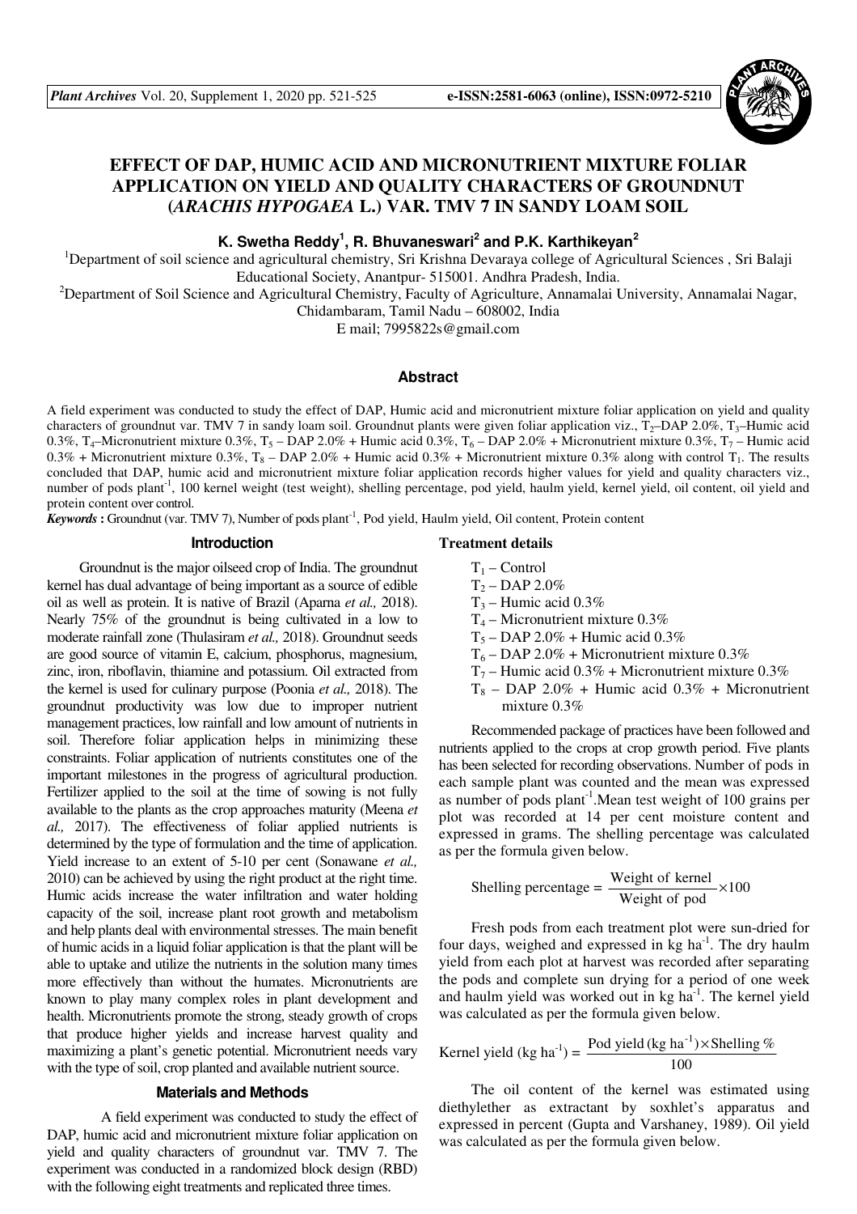# EFFECT OF DAP, HUMIC ACID AND MICRONUTRIENT MIXTURE FOLIAR APPLICATION ON YIELD AND QUALITY CHARACTERS OF GROUNDNUT (*ARACHIS HYPOGAEA* L.) VAR. TMV 7 IN SANDY LOAM SOIL

**K. Swetha Reddy[1], R. Bhuvaneswari[2] and P.K. Karthikeyan[2]**

[1]Department of soil science and agricultural chemistry, Sri Krishna Devaraya college of Agricultural Sciences , Sri Balaji Educational Society, Anantpur- 515001. Andhra Pradesh, India.

[2]Department of Soil Science and Agricultural Chemistry, Faculty of Agriculture, Annamalai University, Annamalai Nagar, Chidambaram, Tamil Nadu – 608002, India

E mail; 7995822s@gmail.com

## Abstract

A field experiment was conducted to study the effect of DAP, Humic acid and micronutrient mixture foliar application on yield and quality characters of groundnut var. TMV 7 in sandy loam soil. Groundnut plants were given foliar application viz., $T_2$–DAP 2.0%, $T_3$–Humic acid 0.3%, $T_4$–Micronutrient mixture 0.3%, $T_5$ – DAP 2.0% + Humic acid 0.3%, $T_6$ – DAP 2.0% + Micronutrient mixture 0.3%, $T_7$ – Humic acid 0.3% + Micronutrient mixture 0.3%, $T_8$ – DAP 2.0% + Humic acid 0.3% + Micronutrient mixture 0.3% along with control $T_1$. The results concluded that DAP, humic acid and micronutrient mixture foliar application records higher values for yield and quality characters viz., number of pods plant$^{-1}$, 100 kernel weight (test weight), shelling percentage, pod yield, haulm yield, kernel yield, oil content, oil yield and protein content over control.

***Keywords*** **:** Groundnut (var. TMV 7), Number of pods plant$^{-1}$, Pod yield, Haulm yield, Oil content, Protein content

## Introduction

Groundnut is the major oilseed crop of India. The groundnut kernel has dual advantage of being important as a source of edible oil as well as protein. It is native of Brazil (Aparna *et al.,* 2018). Nearly 75% of the groundnut is being cultivated in a low to moderate rainfall zone (Thulasiram *et al.,* 2018). Groundnut seeds are good source of vitamin E, calcium, phosphorus, magnesium, zinc, iron, riboflavin, thiamine and potassium. Oil extracted from the kernel is used for culinary purpose (Poonia *et al.,* 2018). The groundnut productivity was low due to improper nutrient management practices, low rainfall and low amount of nutrients in soil. Therefore foliar application helps in minimizing these constraints. Foliar application of nutrients constitutes one of the important milestones in the progress of agricultural production. Fertilizer applied to the soil at the time of sowing is not fully available to the plants as the crop approaches maturity (Meena *et al.,* 2017). The effectiveness of foliar applied nutrients is determined by the type of formulation and the time of application. Yield increase to an extent of 5-10 per cent (Sonawane *et al.,* 2010) can be achieved by using the right product at the right time. Humic acids increase the water infiltration and water holding capacity of the soil, increase plant root growth and metabolism and help plants deal with environmental stresses. The main benefit of humic acids in a liquid foliar application is that the plant will be able to uptake and utilize the nutrients in the solution many times more effectively than without the humates. Micronutrients are known to play many complex roles in plant development and health. Micronutrients promote the strong, steady growth of crops that produce higher yields and increase harvest quality and maximizing a plant's genetic potential. Micronutrient needs vary with the type of soil, crop planted and available nutrient source.

## Materials and Methods

A field experiment was conducted to study the effect of DAP, humic acid and micronutrient mixture foliar application on yield and quality characters of groundnut var. TMV 7. The experiment was conducted in a randomized block design (RBD) with the following eight treatments and replicated three times.

### Treatment details

- $T_1$ – Control
- $T_2$ – DAP 2.0%
- $T_3$ – Humic acid 0.3%
- $T_4$ – Micronutrient mixture 0.3%
- $T_5$ – DAP 2.0% + Humic acid 0.3%
- $T_6$ – DAP 2.0% + Micronutrient mixture 0.3%
- $T_7$ – Humic acid 0.3% + Micronutrient mixture 0.3%
- $T_8$ – DAP 2.0% + Humic acid 0.3% + Micronutrient mixture 0.3%

Recommended package of practices have been followed and nutrients applied to the crops at crop growth period. Five plants has been selected for recording observations. Number of pods in each sample plant was counted and the mean was expressed as number of pods plant$^{-1}$.Mean test weight of 100 grains per plot was recorded at 14 per cent moisture content and expressed in grams. The shelling percentage was calculated as per the formula given below.

$$\text{Shelling percentage} = \frac{\text{Weight of kernel}}{\text{Weight of pod}} \times 100$$

Fresh pods from each treatment plot were sun-dried for four days, weighed and expressed in kg ha$^{-1}$. The dry haulm yield from each plot at harvest was recorded after separating the pods and complete sun drying for a period of one week and haulm yield was worked out in kg ha$^{-1}$. The kernel yield was calculated as per the formula given below.

$$\text{Kernel yield (kg ha}^{-1}\text{)} = \frac{\text{Pod yield (kg ha}^{-1}\text{)} \times \text{Shelling \%}}{100}$$

The oil content of the kernel was estimated using diethylether as extractant by soxhlet's apparatus and expressed in percent (Gupta and Varshaney, 1989). Oil yield was calculated as per the formula given below.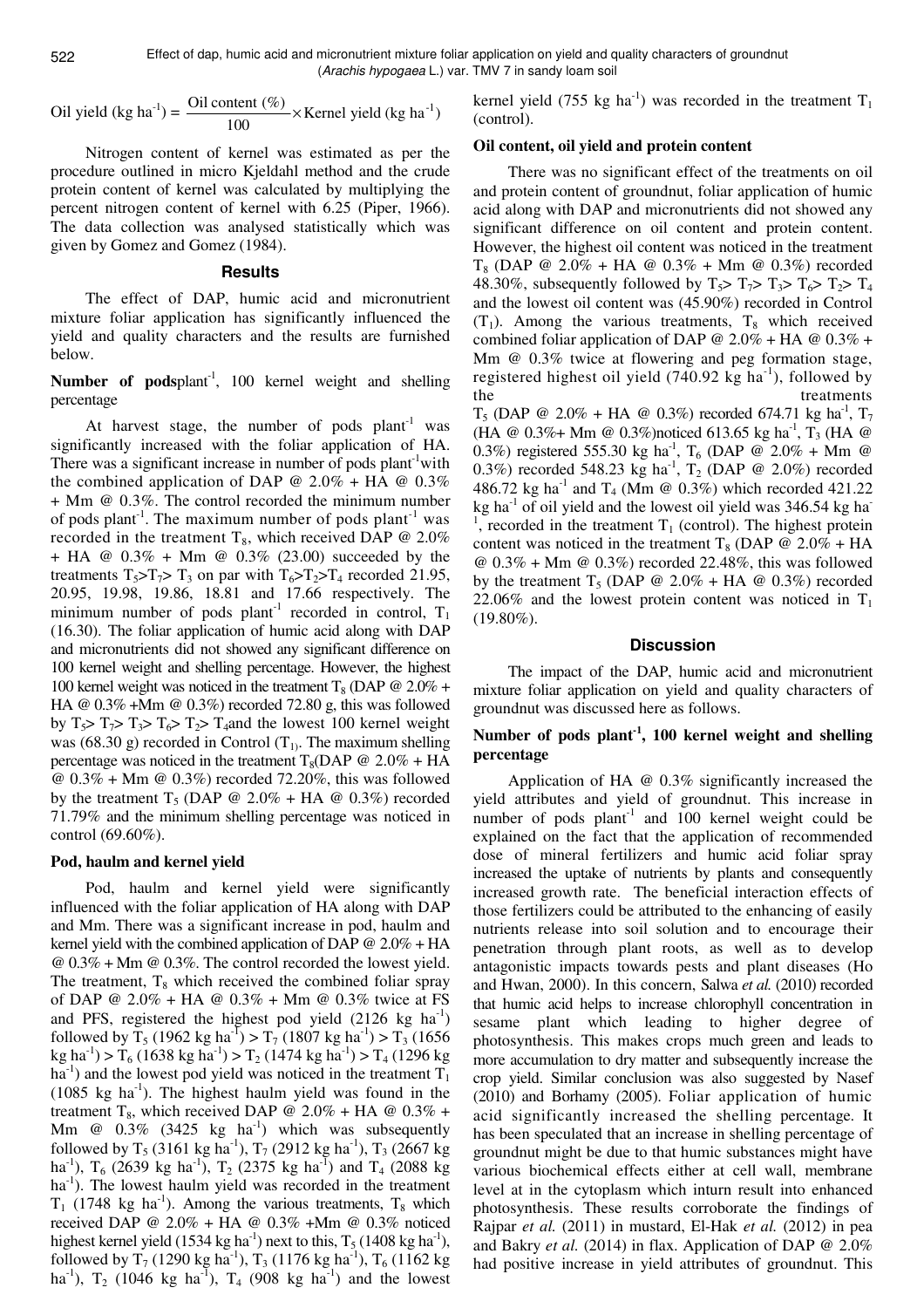$$\text{Oil yield (kg ha}^{-1}\text{)} = \frac{\text{Oil content (\%)}}{100} \times \text{Kernel yield (kg ha}^{-1}\text{)}$$

Nitrogen content of kernel was estimated as per the procedure outlined in micro Kjeldahl method and the crude protein content of kernel was calculated by multiplying the percent nitrogen content of kernel with 6.25 (Piper, 1966). The data collection was analysed statistically which was given by Gomez and Gomez (1984).

## Results

The effect of DAP, humic acid and micronutrient mixture foliar application has significantly influenced the yield and quality characters and the results are furnished below.

### Number of pods plant$^{-1}$, 100 kernel weight and shelling percentage

At harvest stage, the number of pods plant$^{-1}$ was significantly increased with the foliar application of HA. There was a significant increase in number of pods plant$^{-1}$ with the combined application of DAP @ 2.0% + HA @ 0.3% + Mm @ 0.3%. The control recorded the minimum number of pods plant$^{-1}$. The maximum number of pods plant$^{-1}$ was recorded in the treatment $T_8$, which received DAP @ 2.0% + HA @ 0.3% + Mm @ 0.3% (23.00) succeeded by the treatments $T_5 > T_7 > T_3$ on par with $T_6 > T_2 > T_4$ recorded 21.95, 20.95, 19.98, 19.86, 18.81 and 17.66 respectively. The minimum number of pods plant$^{-1}$ recorded in control, $T_1$ (16.30). The foliar application of humic acid along with DAP and micronutrients did not showed any significant difference on 100 kernel weight and shelling percentage. However, the highest 100 kernel weight was noticed in the treatment $T_8$ (DAP @ 2.0% + HA @ 0.3% +Mm @ 0.3%) recorded 72.80 g, this was followed by $T_5 > T_7 > T_3 > T_6 > T_2 > T_4$ and the lowest 100 kernel weight was (68.30 g) recorded in Control ($T_1$). The maximum shelling percentage was noticed in the treatment $T_8$ (DAP @ 2.0% + HA @ 0.3% + Mm @ 0.3%) recorded 72.20%, this was followed by the treatment $T_5$ (DAP @ 2.0% + HA @ 0.3%) recorded 71.79% and the minimum shelling percentage was noticed in control (69.60%).

### Pod, haulm and kernel yield

Pod, haulm and kernel yield were significantly influenced with the foliar application of HA along with DAP and Mm. There was a significant increase in pod, haulm and kernel yield with the combined application of DAP @ 2.0% + HA @ 0.3% + Mm @ 0.3%. The control recorded the lowest yield. The treatment, $T_8$ which received the combined foliar spray of DAP @ 2.0% + HA @ 0.3% + Mm @ 0.3% twice at FS and PFS, registered the highest pod yield (2126 kg ha$^{-1}$) followed by $T_5$ (1962 kg ha$^{-1}$) > $T_7$ (1807 kg ha$^{-1}$) > $T_3$ (1656 kg ha$^{-1}$) > $T_6$ (1638 kg ha$^{-1}$) > $T_2$ (1474 kg ha$^{-1}$) > $T_4$ (1296 kg ha$^{-1}$) and the lowest pod yield was noticed in the treatment $T_1$ (1085 kg ha$^{-1}$). The highest haulm yield was found in the treatment $T_8$, which received DAP @ 2.0% + HA @ 0.3% + Mm @ 0.3% (3425 kg ha$^{-1}$) which was subsequently followed by $T_5$ (3161 kg ha$^{-1}$), $T_7$ (2912 kg ha$^{-1}$), $T_3$ (2667 kg ha$^{-1}$), $T_6$ (2639 kg ha$^{-1}$), $T_2$ (2375 kg ha$^{-1}$) and $T_4$ (2088 kg ha$^{-1}$). The lowest haulm yield was recorded in the treatment $T_1$ (1748 kg ha$^{-1}$). Among the various treatments, $T_8$ which received DAP @ 2.0% + HA @ 0.3% +Mm @ 0.3% noticed highest kernel yield (1534 kg ha$^{-1}$) next to this, $T_5$ (1408 kg ha$^{-1}$), followed by $T_7$ (1290 kg ha$^{-1}$), $T_3$ (1176 kg ha$^{-1}$), $T_6$ (1162 kg ha$^{-1}$), $T_2$ (1046 kg ha$^{-1}$), $T_4$ (908 kg ha$^{-1}$) and the lowest kernel yield (755 kg ha$^{-1}$) was recorded in the treatment $T_1$ (control).

### Oil content, oil yield and protein content

There was no significant effect of the treatments on oil and protein content of groundnut, foliar application of humic acid along with DAP and micronutrients did not showed any significant difference on oil content and protein content. However, the highest oil content was noticed in the treatment $T_8$ (DAP @ 2.0% + HA @ 0.3% + Mm @ 0.3%) recorded 48.30%, subsequently followed by $T_5 > T_7 > T_3 > T_6 > T_2 > T_4$ and the lowest oil content was (45.90%) recorded in Control ($T_1$). Among the various treatments, $T_8$ which received combined foliar application of DAP @ 2.0% + HA @ 0.3% + Mm @ 0.3% twice at flowering and peg formation stage, registered highest oil yield (740.92 kg ha$^{-1}$), followed by the treatments $T_5$ (DAP @ 2.0% + HA @ 0.3%) recorded 674.71 kg ha$^{-1}$, $T_7$ (HA @ 0.3%+ Mm @ 0.3%)noticed 613.65 kg ha$^{-1}$, $T_3$ (HA @ 0.3%) registered 555.30 kg ha$^{-1}$, $T_6$ (DAP @ 2.0% + Mm @ 0.3%) recorded 548.23 kg ha$^{-1}$, $T_2$ (DAP @ 2.0%) recorded 486.72 kg ha$^{-1}$ and $T_4$ (Mm @ 0.3%) which recorded 421.22 kg ha$^{-1}$ of oil yield and the lowest oil yield was 346.54 kg ha$^{-1}$, recorded in the treatment $T_1$ (control). The highest protein content was noticed in the treatment $T_8$ (DAP @ 2.0% + HA @ 0.3% + Mm @ 0.3%) recorded 22.48%, this was followed by the treatment $T_5$ (DAP @ 2.0% + HA @ 0.3%) recorded 22.06% and the lowest protein content was noticed in $T_1$ (19.80%).

## Discussion

The impact of the DAP, humic acid and micronutrient mixture foliar application on yield and quality characters of groundnut was discussed here as follows.

### Number of pods plant$^{-1}$, 100 kernel weight and shelling percentage

Application of HA @ 0.3% significantly increased the yield attributes and yield of groundnut. This increase in number of pods plant$^{-1}$ and 100 kernel weight could be explained on the fact that the application of recommended dose of mineral fertilizers and humic acid foliar spray increased the uptake of nutrients by plants and consequently increased growth rate. The beneficial interaction effects of those fertilizers could be attributed to the enhancing of easily nutrients release into soil solution and to encourage their penetration through plant roots, as well as to develop antagonistic impacts towards pests and plant diseases (Ho and Hwan, 2000). In this concern, Salwa *et al.* (2010) recorded that humic acid helps to increase chlorophyll concentration in sesame plant which leading to higher degree of photosynthesis. This makes crops much green and leads to more accumulation to dry matter and subsequently increase the crop yield. Similar conclusion was also suggested by Nasef (2010) and Borhamy (2005). Foliar application of humic acid significantly increased the shelling percentage. It has been speculated that an increase in shelling percentage of groundnut might be due to that humic substances might have various biochemical effects either at cell wall, membrane level at in the cytoplasm which inturn result into enhanced photosynthesis. These results corroborate the findings of Rajpar *et al.* (2011) in mustard, El-Hak *et al.* (2012) in pea and Bakry *et al.* (2014) in flax. Application of DAP @ 2.0% had positive increase in yield attributes of groundnut. This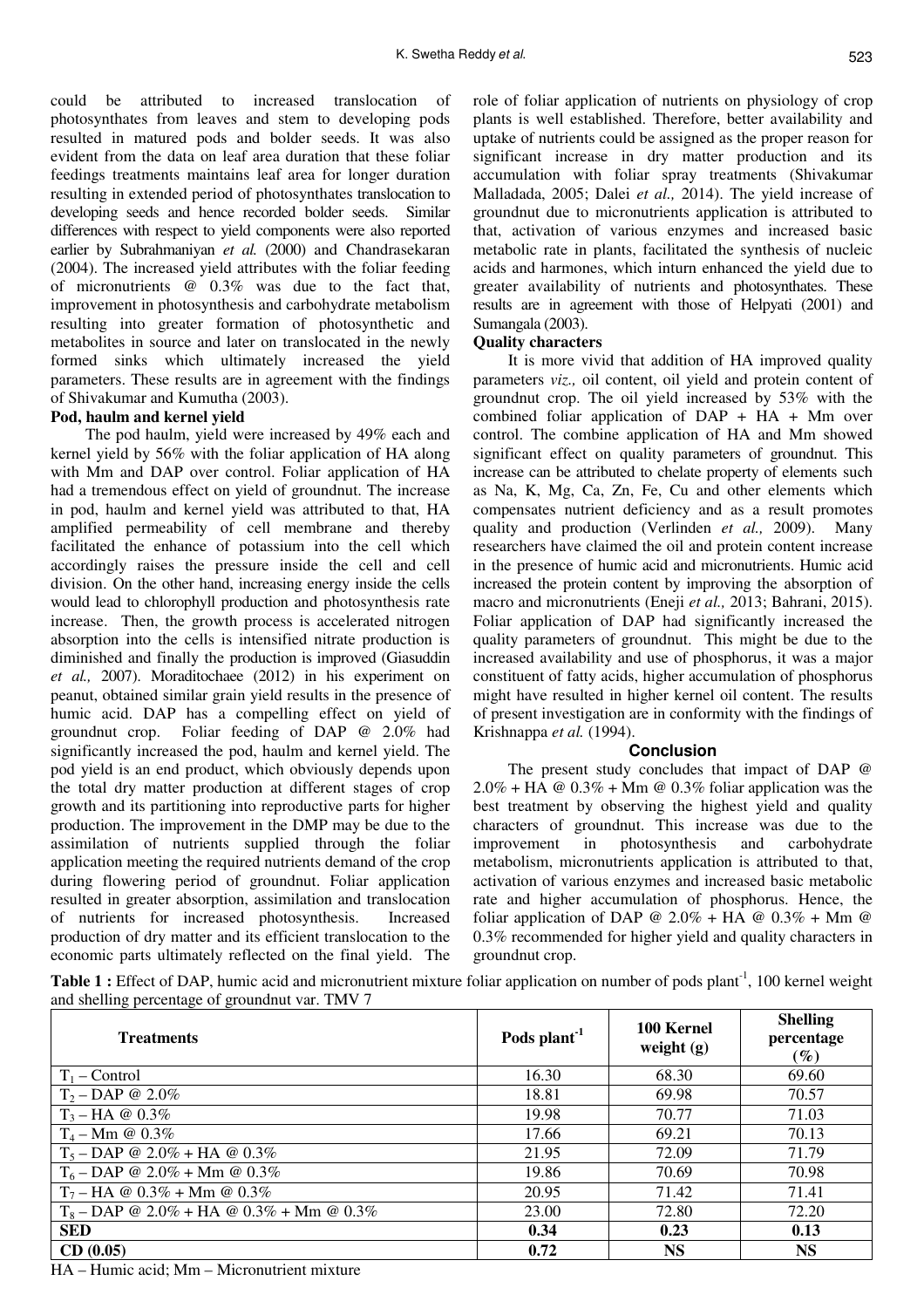could be attributed to increased translocation of photosynthates from leaves and stem to developing pods resulted in matured pods and bolder seeds. It was also evident from the data on leaf area duration that these foliar feedings treatments maintains leaf area for longer duration resulting in extended period of photosynthates translocation to developing seeds and hence recorded bolder seeds. Similar differences with respect to yield components were also reported earlier by Subrahmaniyan *et al.* (2000) and Chandrasekaran (2004). The increased yield attributes with the foliar feeding of micronutrients @ 0.3% was due to the fact that, improvement in photosynthesis and carbohydrate metabolism resulting into greater formation of photosynthetic and metabolites in source and later on translocated in the newly formed sinks which ultimately increased the yield parameters. These results are in agreement with the findings of Shivakumar and Kumutha (2003).

**Pod, haulm and kernel yield**

The pod haulm, yield were increased by 49% each and kernel yield by 56% with the foliar application of HA along with Mm and DAP over control. Foliar application of HA had a tremendous effect on yield of groundnut. The increase in pod, haulm and kernel yield was attributed to that, HA amplified permeability of cell membrane and thereby facilitated the enhance of potassium into the cell which accordingly raises the pressure inside the cell and cell division. On the other hand, increasing energy inside the cells would lead to chlorophyll production and photosynthesis rate increase. Then, the growth process is accelerated nitrogen absorption into the cells is intensified nitrate production is diminished and finally the production is improved (Giasuddin *et al.,* 2007). Moraditochaee (2012) in his experiment on peanut, obtained similar grain yield results in the presence of humic acid. DAP has a compelling effect on yield of groundnut crop. Foliar feeding of DAP @ 2.0% had significantly increased the pod, haulm and kernel yield. The pod yield is an end product, which obviously depends upon the total dry matter production at different stages of crop growth and its partitioning into reproductive parts for higher production. The improvement in the DMP may be due to the assimilation of nutrients supplied through the foliar application meeting the required nutrients demand of the crop during flowering period of groundnut. Foliar application resulted in greater absorption, assimilation and translocation of nutrients for increased photosynthesis. Increased production of dry matter and its efficient translocation to the economic parts ultimately reflected on the final yield. The role of foliar application of nutrients on physiology of crop plants is well established. Therefore, better availability and uptake of nutrients could be assigned as the proper reason for significant increase in dry matter production and its accumulation with foliar spray treatments (Shivakumar Malladada, 2005; Dalei *et al.,* 2014). The yield increase of groundnut due to micronutrients application is attributed to that, activation of various enzymes and increased basic metabolic rate in plants, facilitated the synthesis of nucleic acids and harmones, which inturn enhanced the yield due to greater availability of nutrients and photosynthates. These results are in agreement with those of Helpyati (2001) and Sumangala (2003).

**Quality characters**

It is more vivid that addition of HA improved quality parameters *viz.,* oil content, oil yield and protein content of groundnut crop. The oil yield increased by 53% with the combined foliar application of DAP + HA + Mm over control. The combine application of HA and Mm showed significant effect on quality parameters of groundnut. This increase can be attributed to chelate property of elements such as Na, K, Mg, Ca, Zn, Fe, Cu and other elements which compensates nutrient deficiency and as a result promotes quality and production (Verlinden *et al.,* 2009). Many researchers have claimed the oil and protein content increase in the presence of humic acid and micronutrients. Humic acid increased the protein content by improving the absorption of macro and micronutrients (Eneji *et al.,* 2013; Bahrani, 2015). Foliar application of DAP had significantly increased the quality parameters of groundnut. This might be due to the increased availability and use of phosphorus, it was a major constituent of fatty acids, higher accumulation of phosphorus might have resulted in higher kernel oil content. The results of present investigation are in conformity with the findings of Krishnappa *et al.* (1994).

## Conclusion

The present study concludes that impact of DAP @ 2.0% + HA @ 0.3% + Mm @ 0.3% foliar application was the best treatment by observing the highest yield and quality characters of groundnut. This increase was due to the improvement in photosynthesis and carbohydrate metabolism, micronutrients application is attributed to that, activation of various enzymes and increased basic metabolic rate and higher accumulation of phosphorus. Hence, the foliar application of DAP @ 2.0% + HA @ 0.3% + Mm @ 0.3% recommended for higher yield and quality characters in groundnut crop.

**Table 1 :** Effect of DAP, humic acid and micronutrient mixture foliar application on number of pods plant$^{-1}$, 100 kernel weight and shelling percentage of groundnut var. TMV 7

| Treatments | Pods plant$^{-1}$ | 100 Kernel weight (g) | Shelling percentage (%) |
|---|---|---|---|
| $T_1$ – Control | 16.30 | 68.30 | 69.60 |
| $T_2$ – DAP @ 2.0% | 18.81 | 69.98 | 70.57 |
| $T_3$ – HA @ 0.3% | 19.98 | 70.77 | 71.03 |
| $T_4$ – Mm @ 0.3% | 17.66 | 69.21 | 70.13 |
| $T_5$ – DAP @ 2.0% + HA @ 0.3% | 21.95 | 72.09 | 71.79 |
| $T_6$ – DAP @ 2.0% + Mm @ 0.3% | 19.86 | 70.69 | 70.98 |
| $T_7$ – HA @ 0.3% + Mm @ 0.3% | 20.95 | 71.42 | 71.41 |
| $T_8$ – DAP @ 2.0% + HA @ 0.3% + Mm @ 0.3% | 23.00 | 72.80 | 72.20 |
| **SED** | **0.34** | **0.23** | **0.13** |
| **CD (0.05)** | **0.72** | **NS** | **NS** |

HA – Humic acid; Mm – Micronutrient mixture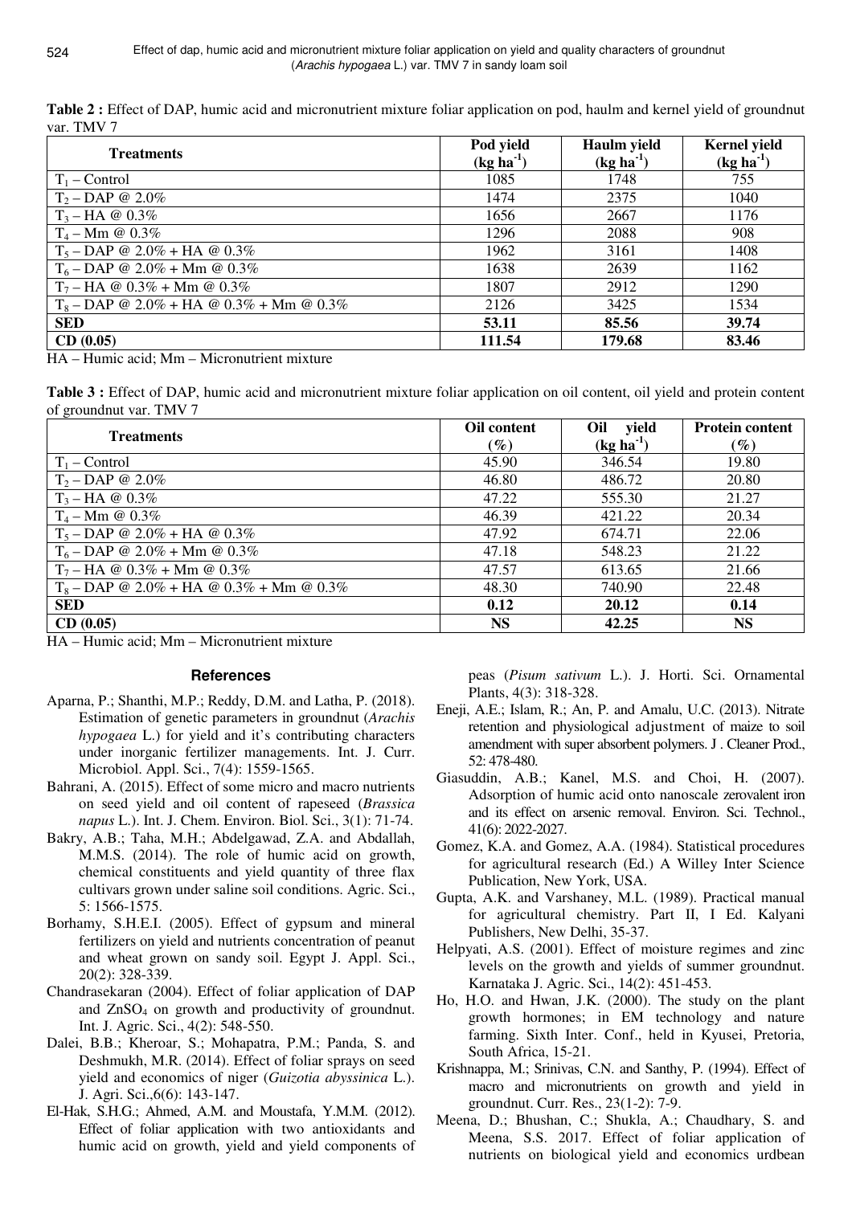**Table 2 :** Effect of DAP, humic acid and micronutrient mixture foliar application on pod, haulm and kernel yield of groundnut var. TMV 7

| Treatments | Pod yield (kg ha$^{-1}$) | Haulm yield (kg ha$^{-1}$) | Kernel yield (kg ha$^{-1}$) |
|---|---|---|---|
| $T_1$ – Control | 1085 | 1748 | 755 |
| $T_2$ – DAP @ 2.0% | 1474 | 2375 | 1040 |
| $T_3$ – HA @ 0.3% | 1656 | 2667 | 1176 |
| $T_4$ – Mm @ 0.3% | 1296 | 2088 | 908 |
| $T_5$ – DAP @ 2.0% + HA @ 0.3% | 1962 | 3161 | 1408 |
| $T_6$ – DAP @ 2.0% + Mm @ 0.3% | 1638 | 2639 | 1162 |
| $T_7$ – HA @ 0.3% + Mm @ 0.3% | 1807 | 2912 | 1290 |
| $T_8$ – DAP @ 2.0% + HA @ 0.3% + Mm @ 0.3% | 2126 | 3425 | 1534 |
| **SED** | **53.11** | **85.56** | **39.74** |
| **CD (0.05)** | **111.54** | **179.68** | **83.46** |

HA – Humic acid; Mm – Micronutrient mixture

**Table 3 :** Effect of DAP, humic acid and micronutrient mixture foliar application on oil content, oil yield and protein content of groundnut var. TMV 7

| Treatments | Oil content (%) | Oil yield (kg ha$^{-1}$) | Protein content (%) |
|---|---|---|---|
| $T_1$ – Control | 45.90 | 346.54 | 19.80 |
| $T_2$ – DAP @ 2.0% | 46.80 | 486.72 | 20.80 |
| $T_3$ – HA @ 0.3% | 47.22 | 555.30 | 21.27 |
| $T_4$ – Mm @ 0.3% | 46.39 | 421.22 | 20.34 |
| $T_5$ – DAP @ 2.0% + HA @ 0.3% | 47.92 | 674.71 | 22.06 |
| $T_6$ – DAP @ 2.0% + Mm @ 0.3% | 47.18 | 548.23 | 21.22 |
| $T_7$ – HA @ 0.3% + Mm @ 0.3% | 47.57 | 613.65 | 21.66 |
| $T_8$ – DAP @ 2.0% + HA @ 0.3% + Mm @ 0.3% | 48.30 | 740.90 | 22.48 |
| **SED** | **0.12** | **20.12** | **0.14** |
| **CD (0.05)** | **NS** | **42.25** | **NS** |

HA – Humic acid; Mm – Micronutrient mixture

## References

Aparna, P.; Shanthi, M.P.; Reddy, D.M. and Latha, P. (2018). Estimation of genetic parameters in groundnut (*Arachis hypogaea* L.) for yield and it's contributing characters under inorganic fertilizer managements. Int. J. Curr. Microbiol. Appl. Sci., 7(4): 1559-1565.

Bahrani, A. (2015). Effect of some micro and macro nutrients on seed yield and oil content of rapeseed (*Brassica napus* L.). Int. J. Chem. Environ. Biol. Sci., 3(1): 71-74.

Bakry, A.B.; Taha, M.H.; Abdelgawad, Z.A. and Abdallah, M.M.S. (2014). The role of humic acid on growth, chemical constituents and yield quantity of three flax cultivars grown under saline soil conditions. Agric. Sci., 5: 1566-1575.

Borhamy, S.H.E.I. (2005). Effect of gypsum and mineral fertilizers on yield and nutrients concentration of peanut and wheat grown on sandy soil. Egypt J. Appl. Sci., 20(2): 328-339.

Chandrasekaran (2004). Effect of foliar application of DAP and $ZnSO_4$ on growth and productivity of groundnut. Int. J. Agric. Sci., 4(2): 548-550.

Dalei, B.B.; Kheroar, S.; Mohapatra, P.M.; Panda, S. and Deshmukh, M.R. (2014). Effect of foliar sprays on seed yield and economics of niger (*Guizotia abyssinica* L.). J. Agri. Sci.,6(6): 143-147.

El-Hak, S.H.G.; Ahmed, A.M. and Moustafa, Y.M.M. (2012). Effect of foliar application with two antioxidants and humic acid on growth, yield and yield components of peas (*Pisum sativum* L.). J. Horti. Sci. Ornamental Plants, 4(3): 318-328.

Eneji, A.E.; Islam, R.; An, P. and Amalu, U.C. (2013). Nitrate retention and physiological adjustment of maize to soil amendment with super absorbent polymers. J . Cleaner Prod., 52: 478-480.

Giasuddin, A.B.; Kanel, M.S. and Choi, H. (2007). Adsorption of humic acid onto nanoscale zerovalent iron and its effect on arsenic removal. Environ. Sci. Technol., 41(6): 2022-2027.

Gomez, K.A. and Gomez, A.A. (1984). Statistical procedures for agricultural research (Ed.) A Willey Inter Science Publication, New York, USA.

Gupta, A.K. and Varshaney, M.L. (1989). Practical manual for agricultural chemistry. Part II, I Ed. Kalyani Publishers, New Delhi, 35-37.

Helpyati, A.S. (2001). Effect of moisture regimes and zinc levels on the growth and yields of summer groundnut. Karnataka J. Agric. Sci., 14(2): 451-453.

Ho, H.O. and Hwan, J.K. (2000). The study on the plant growth hormones; in EM technology and nature farming. Sixth Inter. Conf., held in Kyusei, Pretoria, South Africa, 15-21.

Krishnappa, M.; Srinivas, C.N. and Santhy, P. (1994). Effect of macro and micronutrients on growth and yield in groundnut. Curr. Res., 23(1-2): 7-9.

Meena, D.; Bhushan, C.; Shukla, A.; Chaudhary, S. and Meena, S.S. 2017. Effect of foliar application of nutrients on biological yield and economics urdbean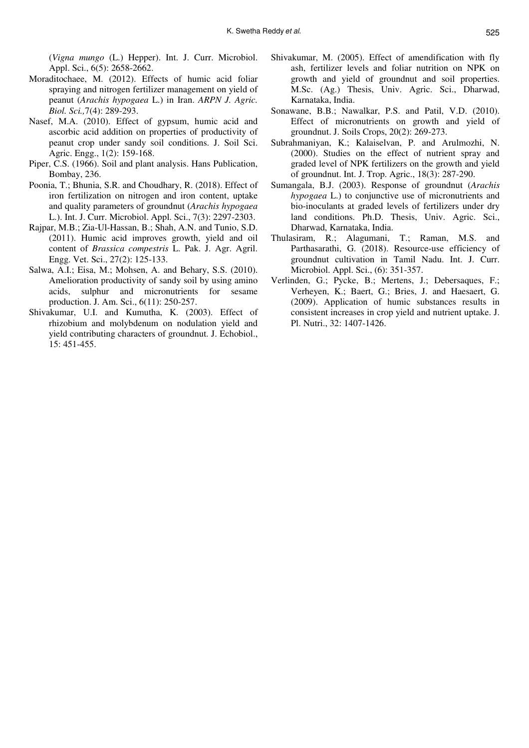(*Vigna mungo* (L.) Hepper). Int. J. Curr. Microbiol. Appl. Sci., 6(5): 2658-2662.

Moraditochaee, M. (2012). Effects of humic acid foliar spraying and nitrogen fertilizer management on yield of peanut (*Arachis hypogaea* L.) in Iran. *ARPN J. Agric. Biol. Sci.,*7(4): 289-293.

Nasef, M.A. (2010). Effect of gypsum, humic acid and ascorbic acid addition on properties of productivity of peanut crop under sandy soil conditions. J. Soil Sci. Agric. Engg., 1(2): 159-168.

Piper, C.S. (1966). Soil and plant analysis. Hans Publication, Bombay, 236.

Poonia, T.; Bhunia, S.R. and Choudhary, R. (2018). Effect of iron fertilization on nitrogen and iron content, uptake and quality parameters of groundnut (*Arachis hypogaea* L.). Int. J. Curr. Microbiol. Appl. Sci., 7(3): 2297-2303.

Rajpar, M.B.; Zia-Ul-Hassan, B.; Shah, A.N. and Tunio, S.D. (2011). Humic acid improves growth, yield and oil content of *Brassica compestris* L. Pak. J. Agr. Agril. Engg. Vet. Sci., 27(2): 125-133.

Salwa, A.I.; Eisa, M.; Mohsen, A. and Behary, S.S. (2010). Amelioration productivity of sandy soil by using amino acids, sulphur and micronutrients for sesame production. J. Am. Sci., 6(11): 250-257.

Shivakumar, U.I. and Kumutha, K. (2003). Effect of rhizobium and molybdenum on nodulation yield and yield contributing characters of groundnut. J. Echobiol., 15: 451-455.

Shivakumar, M. (2005). Effect of amendification with fly ash, fertilizer levels and foliar nutrition on NPK on growth and yield of groundnut and soil properties. M.Sc. (Ag.) Thesis, Univ. Agric. Sci., Dharwad, Karnataka, India.

Sonawane, B.B.; Nawalkar, P.S. and Patil, V.D. (2010). Effect of micronutrients on growth and yield of groundnut. J. Soils Crops, 20(2): 269-273.

Subrahmaniyan, K.; Kalaiselvan, P. and Arulmozhi, N. (2000). Studies on the effect of nutrient spray and graded level of NPK fertilizers on the growth and yield of groundnut. Int. J. Trop. Agric., 18(3): 287-290.

Sumangala, B.J. (2003). Response of groundnut (*Arachis hypogaea* L.) to conjunctive use of micronutrients and bio-inoculants at graded levels of fertilizers under dry land conditions. Ph.D. Thesis, Univ. Agric. Sci., Dharwad, Karnataka, India.

Thulasiram, R.; Alagumani, T.; Raman, M.S. and Parthasarathi, G. (2018). Resource-use efficiency of groundnut cultivation in Tamil Nadu. Int. J. Curr. Microbiol. Appl. Sci., (6): 351-357.

Verlinden, G.; Pycke, B.; Mertens, J.; Debersaques, F.; Verheyen, K.; Baert, G.; Bries, J. and Haesaert, G. (2009). Application of humic substances results in consistent increases in crop yield and nutrient uptake. J. Pl. Nutri., 32: 1407-1426.